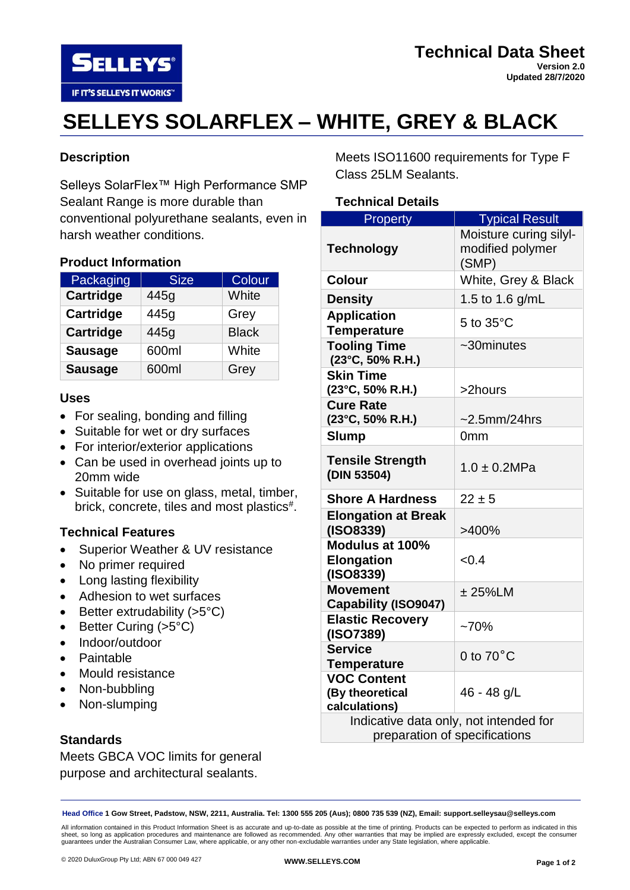**Technical Data Sheet**
**Version 2.0**
**Updated 28/7/2020**

# SELLEYS SOLARFLEX – WHITE, GREY & BLACK

## Description

Selleys SolarFlex™ High Performance SMP Sealant Range is more durable than conventional polyurethane sealants, even in harsh weather conditions.

## Product Information

| Packaging | Size | Colour |
|---|---|---|
| **Cartridge** | 445g | White |
| **Cartridge** | 445g | Grey |
| **Cartridge** | 445g | Black |
| **Sausage** | 600ml | White |
| **Sausage** | 600ml | Grey |

## Uses

- For sealing, bonding and filling
- Suitable for wet or dry surfaces
- For interior/exterior applications
- Can be used in overhead joints up to 20mm wide
- Suitable for use on glass, metal, timber, brick, concrete, tiles and most plastics[#].

## Technical Features

- Superior Weather & UV resistance
- No primer required
- Long lasting flexibility
- Adhesion to wet surfaces
- Better extrudability (>5°C)
- Better Curing (>5°C)
- Indoor/outdoor
- Paintable
- Mould resistance
- Non-bubbling
- Non-slumping

## Standards

Meets GBCA VOC limits for general purpose and architectural sealants.

Meets ISO11600 requirements for Type F Class 25LM Sealants.

## Technical Details

| Property | Typical Result |
|---|---|
| **Technology** | Moisture curing silyl-modified polymer (SMP) |
| **Colour** | White, Grey & Black |
| **Density** | 1.5 to 1.6 g/mL |
| **Application Temperature** | 5 to 35°C |
| **Tooling Time (23°C, 50% R.H.)** | ~30minutes |
| **Skin Time (23°C, 50% R.H.)** | >2hours |
| **Cure Rate (23°C, 50% R.H.)** | ~2.5mm/24hrs |
| **Slump** | 0mm |
| **Tensile Strength (DIN 53504)** | 1.0 ± 0.2MPa |
| **Shore A Hardness** | 22 ± 5 |
| **Elongation at Break (ISO8339)** | >400% |
| **Modulus at 100% Elongation (ISO8339)** | <0.4 |
| **Movement Capability (ISO9047)** | ± 25%LM |
| **Elastic Recovery (ISO7389)** | ~70% |
| **Service Temperature** | 0 to 70˚C |
| **VOC Content (By theoretical calculations)** | 46 - 48 g/L |
| Indicative data only, not intended for preparation of specifications | |

**Head Office** 1 Gow Street, Padstow, NSW, 2211, Australia. Tel: 1300 555 205 (Aus); 0800 735 539 (NZ), Email: support.selleysau@selleys.com

All information contained in this Product Information Sheet is as accurate and up-to-date as possible at the time of printing. Products can be expected to perform as indicated in this sheet, so long as application procedures and maintenance are followed as recommended. Any other warranties that may be implied are expressly excluded, except the consumer guarantees under the Australian Consumer Law, where applicable, or any other non-excludable warranties under any State legislation, where applicable.

© 2020 DuluxGroup Pty Ltd; ABN 67 000 049 427

WWW.SELLEYS.COM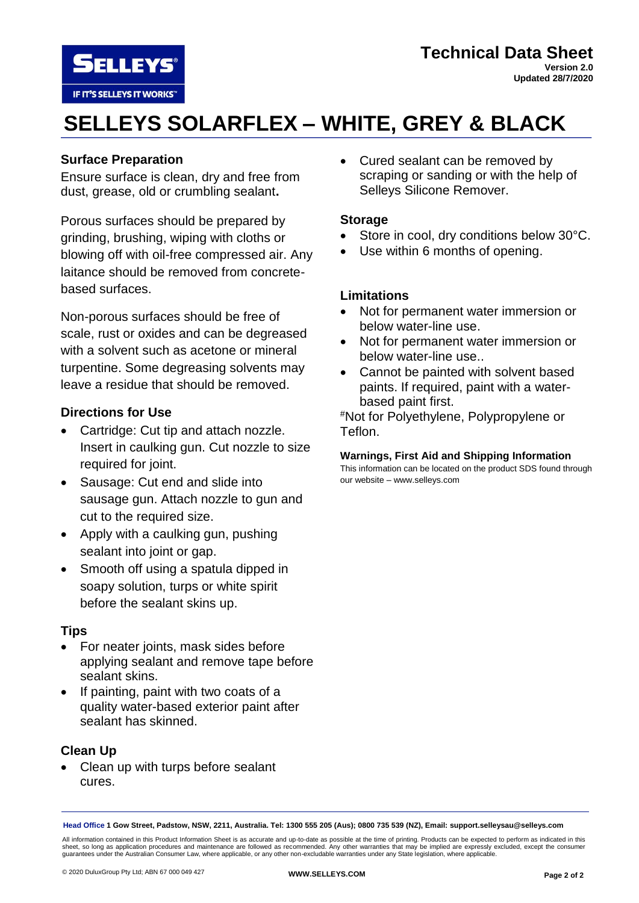# SELLEYS SOLARFLEX – WHITE, GREY & BLACK

## Surface Preparation

Ensure surface is clean, dry and free from dust, grease, old or crumbling sealant**.**

Porous surfaces should be prepared by grinding, brushing, wiping with cloths or blowing off with oil-free compressed air. Any laitance should be removed from concrete-based surfaces.

Non-porous surfaces should be free of scale, rust or oxides and can be degreased with a solvent such as acetone or mineral turpentine. Some degreasing solvents may leave a residue that should be removed.

## Directions for Use

- Cartridge: Cut tip and attach nozzle. Insert in caulking gun. Cut nozzle to size required for joint.
- Sausage: Cut end and slide into sausage gun. Attach nozzle to gun and cut to the required size.
- Apply with a caulking gun, pushing sealant into joint or gap.
- Smooth off using a spatula dipped in soapy solution, turps or white spirit before the sealant skins up.

## Tips

- For neater joints, mask sides before applying sealant and remove tape before sealant skins.
- If painting, paint with two coats of a quality water-based exterior paint after sealant has skinned.

## Clean Up

- Clean up with turps before sealant cures.
- Cured sealant can be removed by scraping or sanding or with the help of Selleys Silicone Remover.

## Storage

- Store in cool, dry conditions below 30°C.
- Use within 6 months of opening.

## Limitations

- Not for permanent water immersion or below water-line use.
- Not for permanent water immersion or below water-line use..
- Cannot be painted with solvent based paints. If required, paint with a water-based paint first.

#Not for Polyethylene, Polypropylene or Teflon.

### Warnings, First Aid and Shipping Information

This information can be located on the product SDS found through our website – www.selleys.com

**Head Office** 1 Gow Street, Padstow, NSW, 2211, Australia. Tel: 1300 555 205 (Aus); 0800 735 539 (NZ), Email: support.selleysau@selleys.com

All information contained in this Product Information Sheet is as accurate and up-to-date as possible at the time of printing. Products can be expected to perform as indicated in this sheet, so long as application procedures and maintenance are followed as recommended. Any other warranties that may be implied are expressly excluded, except the consumer guarantees under the Australian Consumer Law, where applicable, or any other non-excludable warranties under any State legislation, where applicable.

© 2020 DuluxGroup Pty Ltd; ABN 67 000 049 427